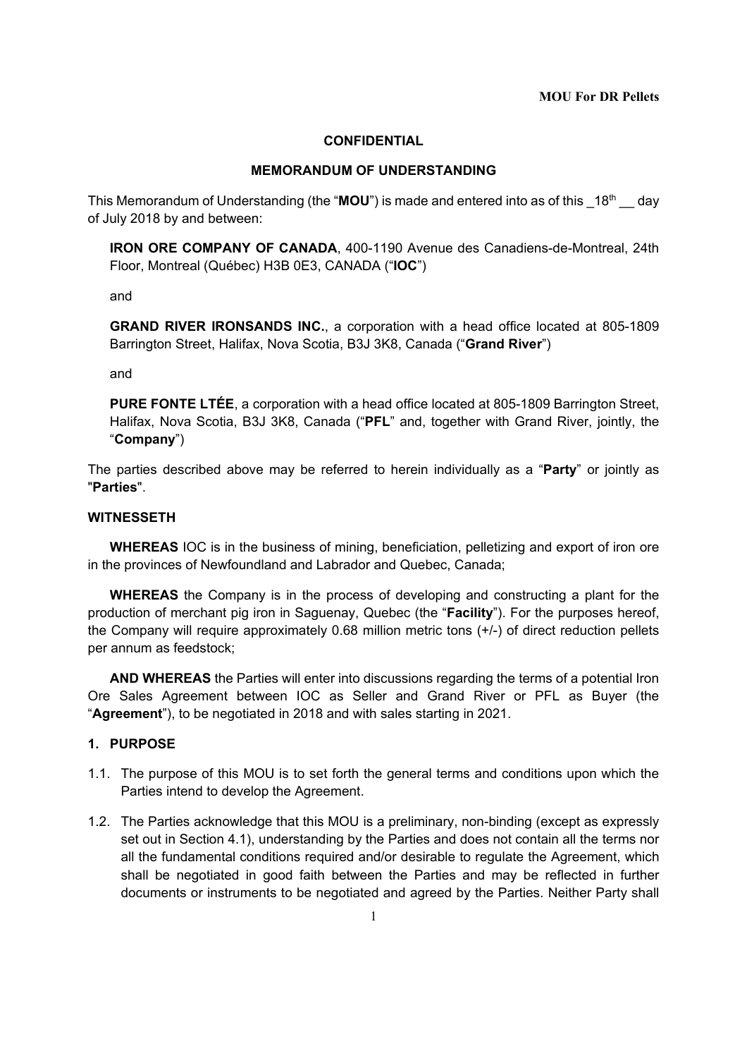**MOU For DR Pellets**

**CONFIDENTIAL**

**MEMORANDUM OF UNDERSTANDING**

This Memorandum of Understanding (the "**MOU**") is made and entered into as of this _18th __ day of July 2018 by and between:

> **IRON ORE COMPANY OF CANADA**, 400-1190 Avenue des Canadiens-de-Montreal, 24th Floor, Montreal (Québec) H3B 0E3, CANADA ("**IOC**")
>
> and
>
> **GRAND RIVER IRONSANDS INC.**, a corporation with a head office located at 805-1809 Barrington Street, Halifax, Nova Scotia, B3J 3K8, Canada ("**Grand River**")
>
> and
>
> **PURE FONTE LTÉE**, a corporation with a head office located at 805-1809 Barrington Street, Halifax, Nova Scotia, B3J 3K8, Canada ("**PFL**" and, together with Grand River, jointly, the "**Company**")

The parties described above may be referred to herein individually as a "**Party**" or jointly as "**Parties**".

**WITNESSETH**

**WHEREAS** IOC is in the business of mining, beneficiation, pelletizing and export of iron ore in the provinces of Newfoundland and Labrador and Quebec, Canada;

**WHEREAS** the Company is in the process of developing and constructing a plant for the production of merchant pig iron in Saguenay, Quebec (the "**Facility**"). For the purposes hereof, the Company will require approximately 0.68 million metric tons (+/-) of direct reduction pellets per annum as feedstock;

**AND WHEREAS** the Parties will enter into discussions regarding the terms of a potential Iron Ore Sales Agreement between IOC as Seller and Grand River or PFL as Buyer (the "**Agreement**"), to be negotiated in 2018 and with sales starting in 2021.

## 1. PURPOSE

1.1. The purpose of this MOU is to set forth the general terms and conditions upon which the Parties intend to develop the Agreement.

1.2. The Parties acknowledge that this MOU is a preliminary, non-binding (except as expressly set out in Section 4.1), understanding by the Parties and does not contain all the terms nor all the fundamental conditions required and/or desirable to regulate the Agreement, which shall be negotiated in good faith between the Parties and may be reflected in further documents or instruments to be negotiated and agreed by the Parties. Neither Party shall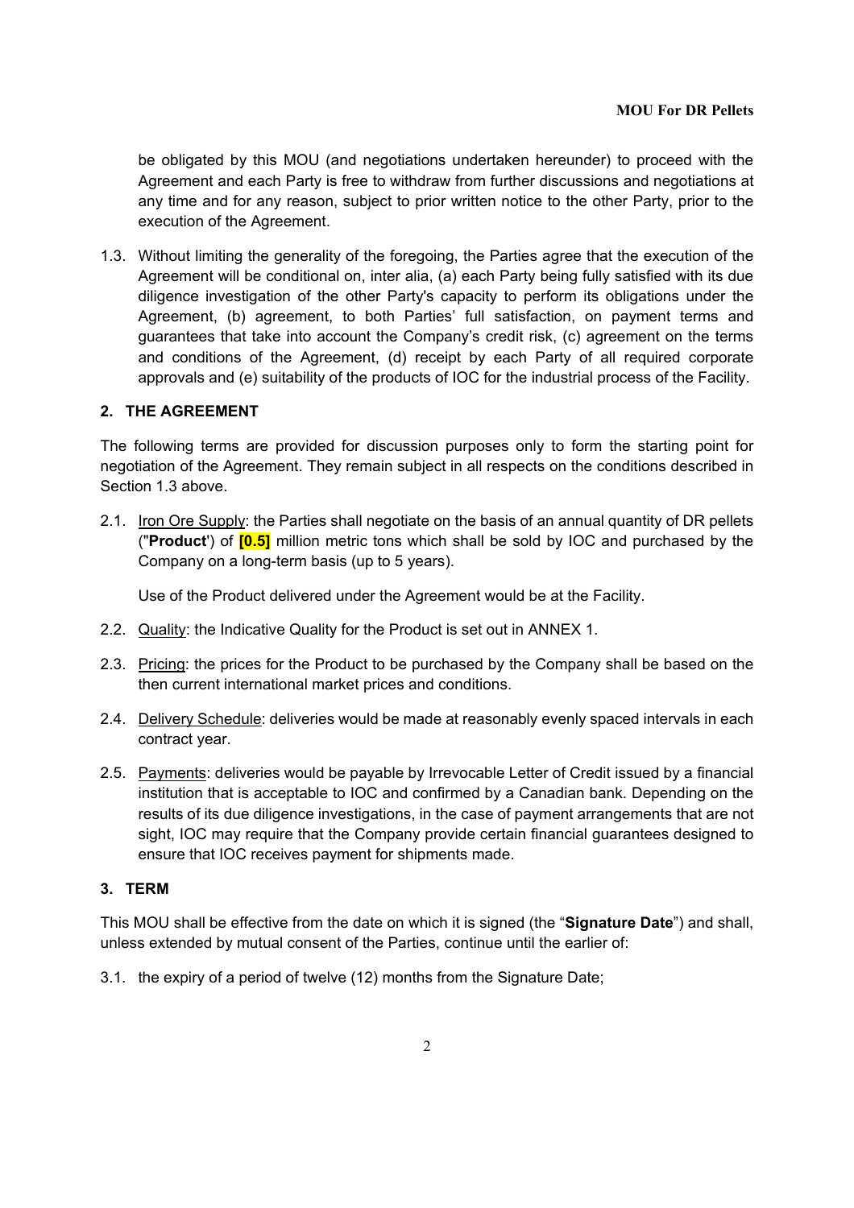be obligated by this MOU (and negotiations undertaken hereunder) to proceed with the Agreement and each Party is free to withdraw from further discussions and negotiations at any time and for any reason, subject to prior written notice to the other Party, prior to the execution of the Agreement.

1.3. Without limiting the generality of the foregoing, the Parties agree that the execution of the Agreement will be conditional on, inter alia, (a) each Party being fully satisfied with its due diligence investigation of the other Party's capacity to perform its obligations under the Agreement, (b) agreement, to both Parties' full satisfaction, on payment terms and guarantees that take into account the Company's credit risk, (c) agreement on the terms and conditions of the Agreement, (d) receipt by each Party of all required corporate approvals and (e) suitability of the products of IOC for the industrial process of the Facility.

## 2. THE AGREEMENT

The following terms are provided for discussion purposes only to form the starting point for negotiation of the Agreement. They remain subject in all respects on the conditions described in Section 1.3 above.

2.1. Iron Ore Supply: the Parties shall negotiate on the basis of an annual quantity of DR pellets ("**Product**') of **[0.5]** million metric tons which shall be sold by IOC and purchased by the Company on a long-term basis (up to 5 years).

Use of the Product delivered under the Agreement would be at the Facility.

2.2. Quality: the Indicative Quality for the Product is set out in ANNEX 1.

2.3. Pricing: the prices for the Product to be purchased by the Company shall be based on the then current international market prices and conditions.

2.4. Delivery Schedule: deliveries would be made at reasonably evenly spaced intervals in each contract year.

2.5. Payments: deliveries would be payable by Irrevocable Letter of Credit issued by a financial institution that is acceptable to IOC and confirmed by a Canadian bank. Depending on the results of its due diligence investigations, in the case of payment arrangements that are not sight, IOC may require that the Company provide certain financial guarantees designed to ensure that IOC receives payment for shipments made.

## 3. TERM

This MOU shall be effective from the date on which it is signed (the "**Signature Date**") and shall, unless extended by mutual consent of the Parties, continue until the earlier of:

3.1. the expiry of a period of twelve (12) months from the Signature Date;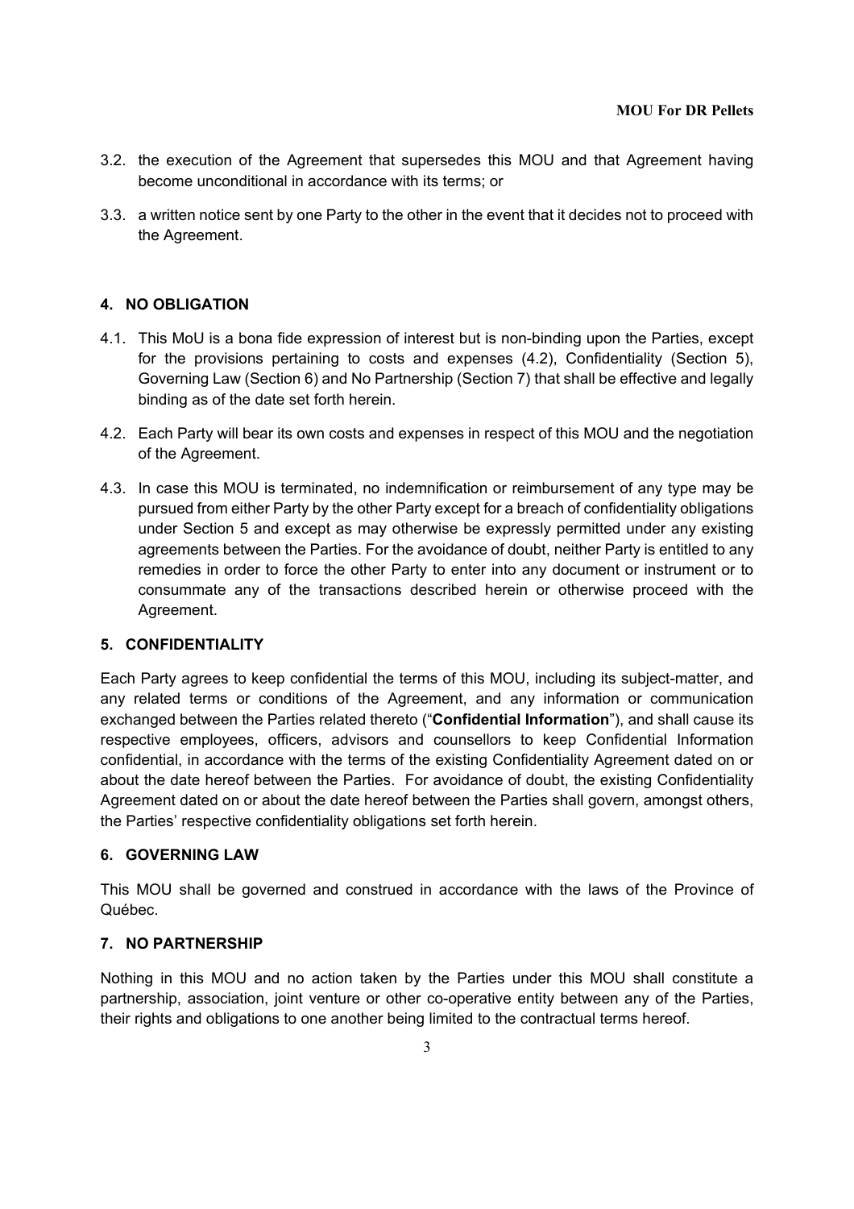3.2. the execution of the Agreement that supersedes this MOU and that Agreement having become unconditional in accordance with its terms; or

3.3. a written notice sent by one Party to the other in the event that it decides not to proceed with the Agreement.

## 4. NO OBLIGATION

4.1. This MoU is a bona fide expression of interest but is non-binding upon the Parties, except for the provisions pertaining to costs and expenses (4.2), Confidentiality (Section 5), Governing Law (Section 6) and No Partnership (Section 7) that shall be effective and legally binding as of the date set forth herein.

4.2. Each Party will bear its own costs and expenses in respect of this MOU and the negotiation of the Agreement.

4.3. In case this MOU is terminated, no indemnification or reimbursement of any type may be pursued from either Party by the other Party except for a breach of confidentiality obligations under Section 5 and except as may otherwise be expressly permitted under any existing agreements between the Parties. For the avoidance of doubt, neither Party is entitled to any remedies in order to force the other Party to enter into any document or instrument or to consummate any of the transactions described herein or otherwise proceed with the Agreement.

## 5. CONFIDENTIALITY

Each Party agrees to keep confidential the terms of this MOU, including its subject-matter, and any related terms or conditions of the Agreement, and any information or communication exchanged between the Parties related thereto ("**Confidential Information**"), and shall cause its respective employees, officers, advisors and counsellors to keep Confidential Information confidential, in accordance with the terms of the existing Confidentiality Agreement dated on or about the date hereof between the Parties. For avoidance of doubt, the existing Confidentiality Agreement dated on or about the date hereof between the Parties shall govern, amongst others, the Parties' respective confidentiality obligations set forth herein.

## 6. GOVERNING LAW

This MOU shall be governed and construed in accordance with the laws of the Province of Québec.

## 7. NO PARTNERSHIP

Nothing in this MOU and no action taken by the Parties under this MOU shall constitute a partnership, association, joint venture or other co-operative entity between any of the Parties, their rights and obligations to one another being limited to the contractual terms hereof.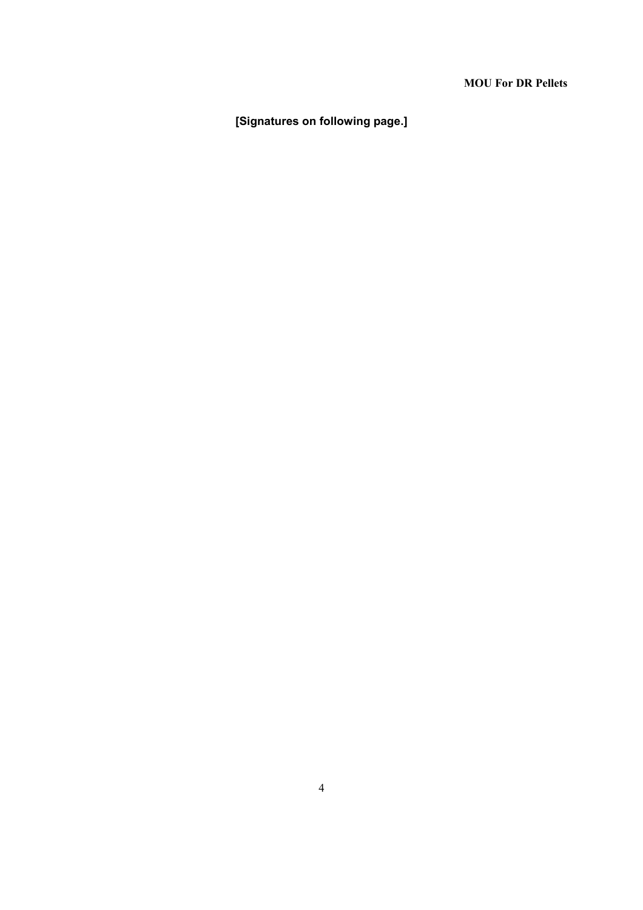**[Signatures on following page.]**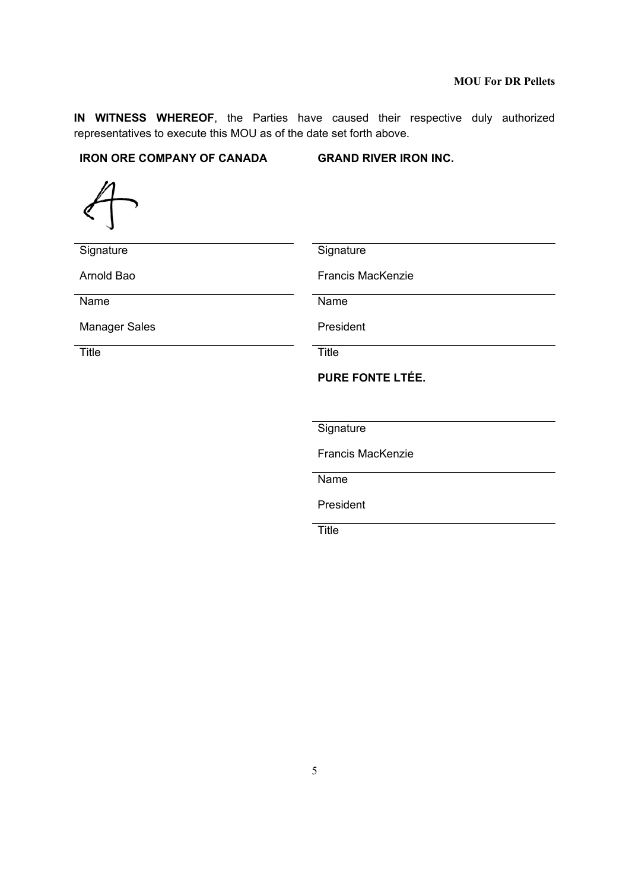**IN WITNESS WHEREOF**, the Parties have caused their respective duly authorized representatives to execute this MOU as of the date set forth above.

| **IRON ORE COMPANY OF CANADA** | **GRAND RIVER IRON INC.** |
| --- | --- |
| Signature | Signature |
| Arnold Bao | Francis MacKenzie |
| Name | Name |
| Manager Sales | President |
| Title | Title |

**PURE FONTE LTÉE.**

Signature

Francis MacKenzie

Name

President

Title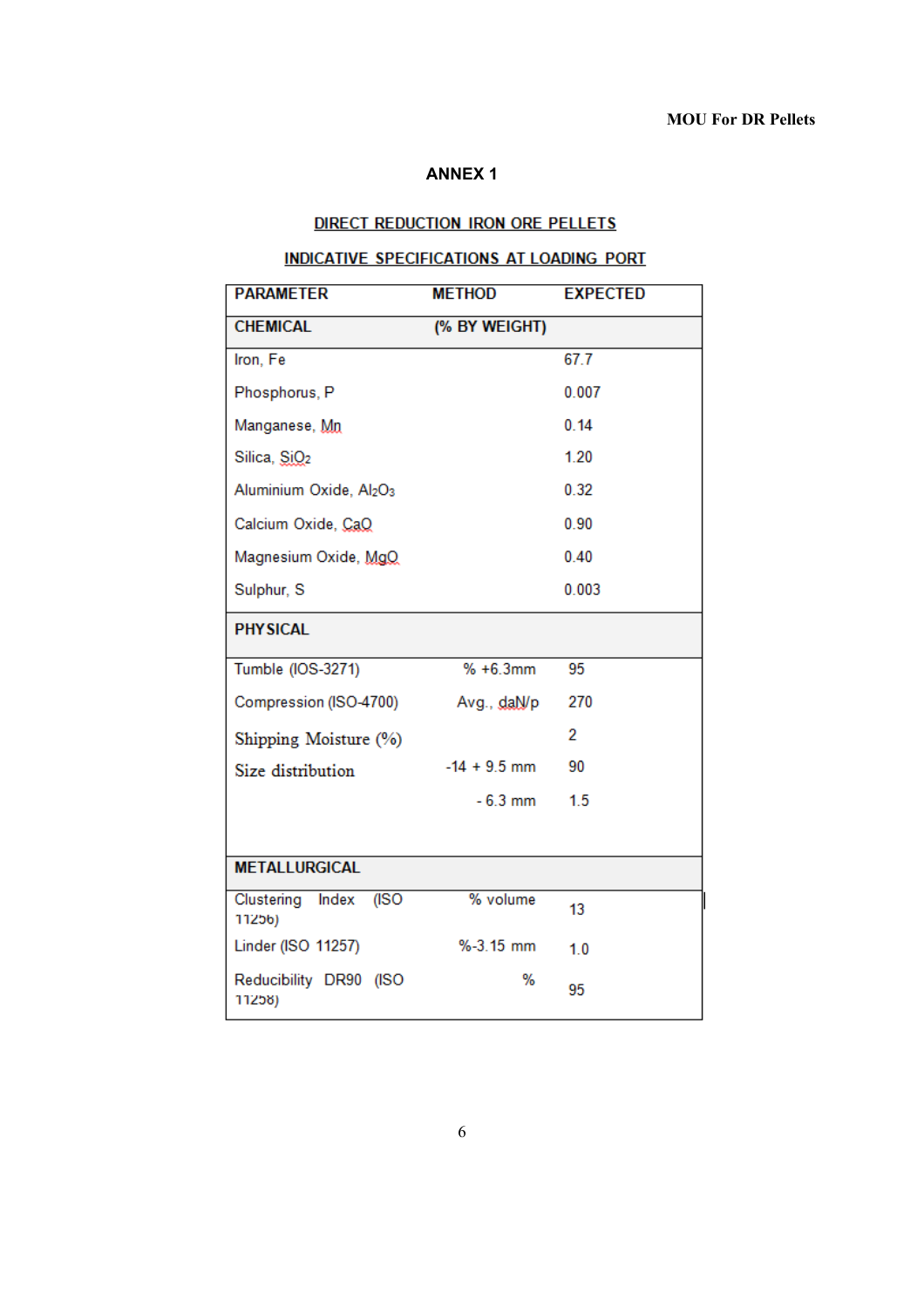# ANNEX 1

## DIRECT REDUCTION IRON ORE PELLETS

## INDICATIVE SPECIFICATIONS AT LOADING PORT

| PARAMETER | METHOD | EXPECTED |
|---|---|---|
| **CHEMICAL** | **(% BY WEIGHT)** | |
| Iron, Fe | | 67.7 |
| Phosphorus, P | | 0.007 |
| Manganese, Mn | | 0.14 |
| Silica, $SiO_2$ | | 1.20 |
| Aluminium Oxide, $Al_2O_3$ | | 0.32 |
| Calcium Oxide, CaO | | 0.90 |
| Magnesium Oxide, MgO | | 0.40 |
| Sulphur, S | | 0.003 |
| **PHYSICAL** | | |
| Tumble (IOS-3271) | % +6.3mm | 95 |
| Compression (ISO-4700) | Avg., daN/p | 270 |
| Shipping Moisture (%) | | 2 |
| Size distribution | -14 + 9.5 mm | 90 |
| | - 6.3 mm | 1.5 |
| **METALLURGICAL** | | |
| Clustering Index (ISO 11256) | % volume | 13 |
| Linder (ISO 11257) | %-3.15 mm | 1.0 |
| Reducibility DR90 (ISO 11258) | % | 95 |